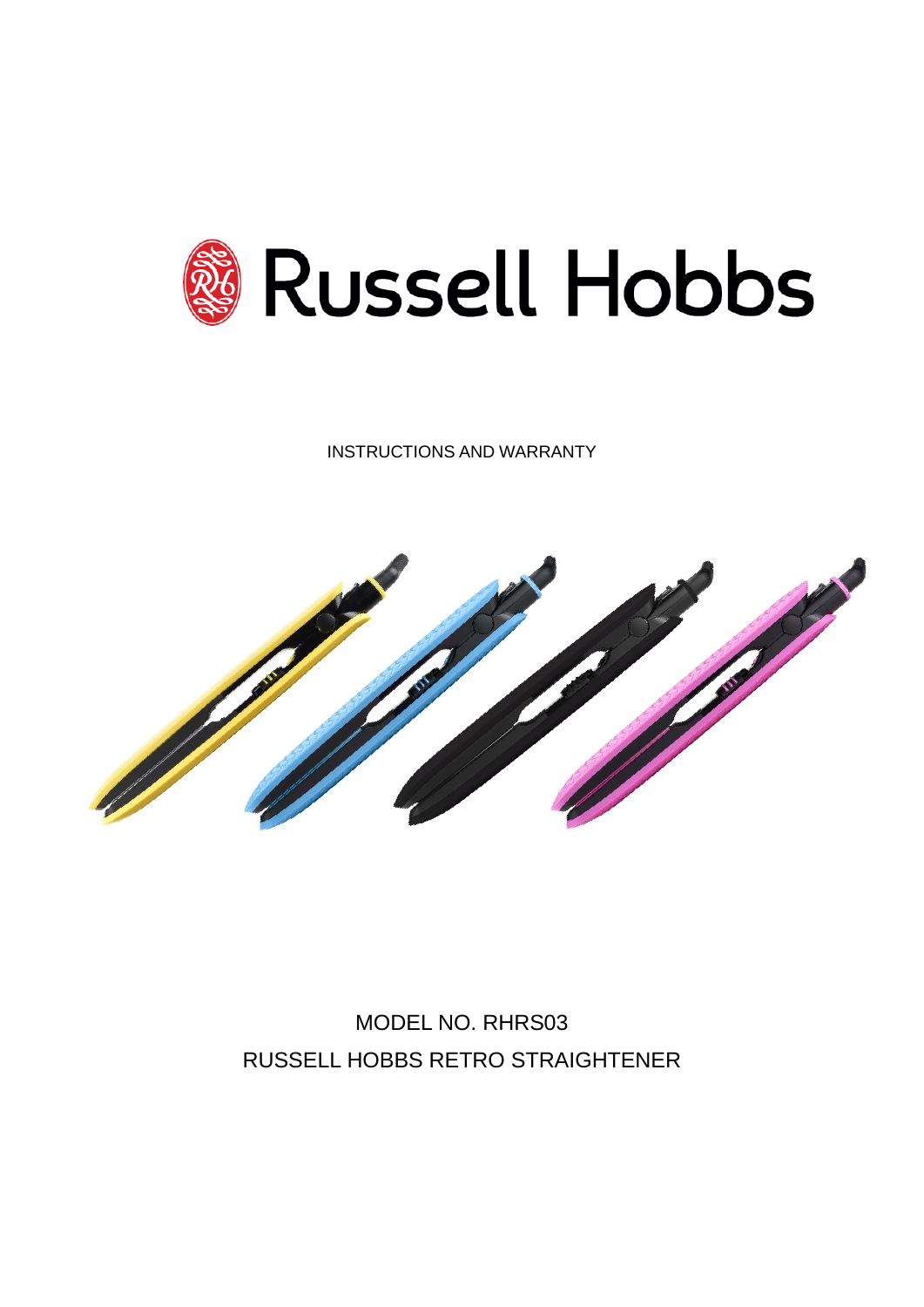# Russell Hobbs

INSTRUCTIONS AND WARRANTY

MODEL NO. RHRS03

RUSSELL HOBBS RETRO STRAIGHTENER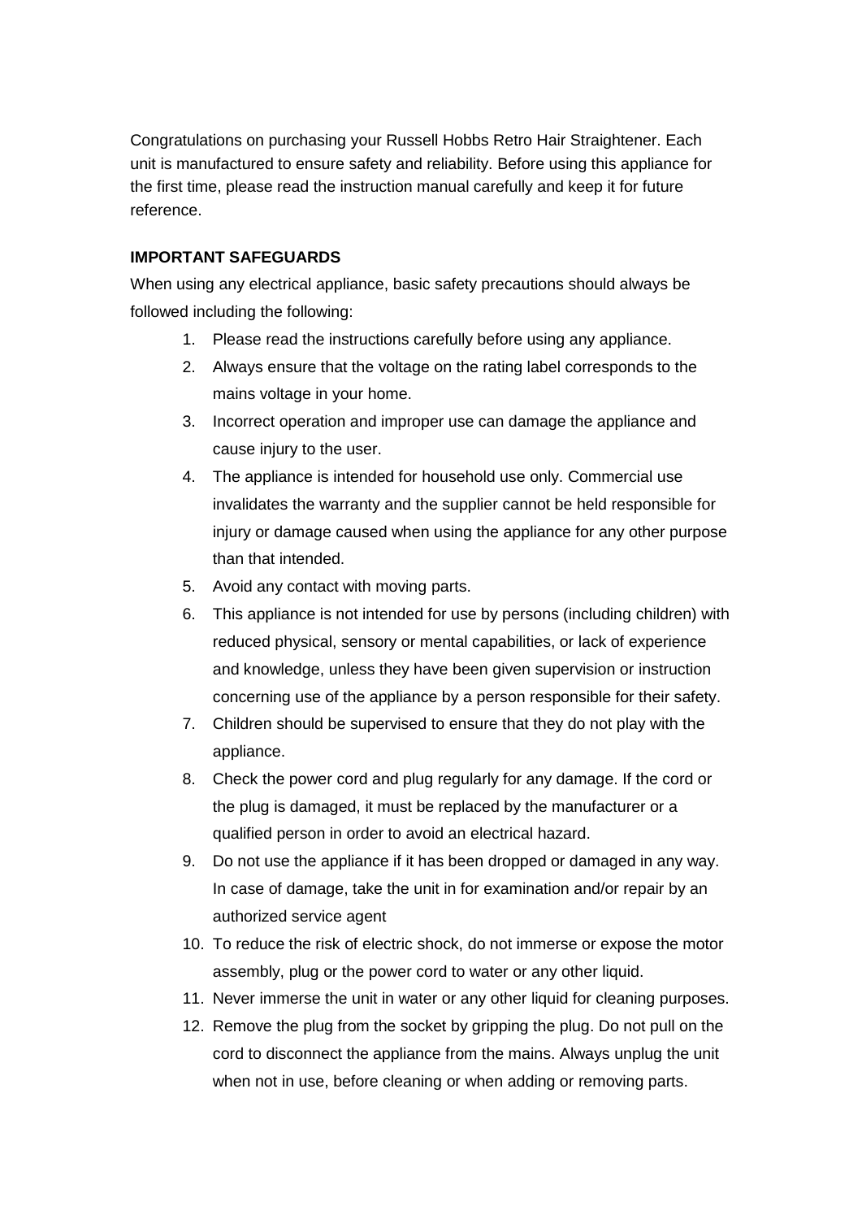Congratulations on purchasing your Russell Hobbs Retro Hair Straightener. Each unit is manufactured to ensure safety and reliability. Before using this appliance for the first time, please read the instruction manual carefully and keep it for future reference.

**IMPORTANT SAFEGUARDS**

When using any electrical appliance, basic safety precautions should always be followed including the following:

1. Please read the instructions carefully before using any appliance.
2. Always ensure that the voltage on the rating label corresponds to the mains voltage in your home.
3. Incorrect operation and improper use can damage the appliance and cause injury to the user.
4. The appliance is intended for household use only. Commercial use invalidates the warranty and the supplier cannot be held responsible for injury or damage caused when using the appliance for any other purpose than that intended.
5. Avoid any contact with moving parts.
6. This appliance is not intended for use by persons (including children) with reduced physical, sensory or mental capabilities, or lack of experience and knowledge, unless they have been given supervision or instruction concerning use of the appliance by a person responsible for their safety.
7. Children should be supervised to ensure that they do not play with the appliance.
8. Check the power cord and plug regularly for any damage. If the cord or the plug is damaged, it must be replaced by the manufacturer or a qualified person in order to avoid an electrical hazard.
9. Do not use the appliance if it has been dropped or damaged in any way. In case of damage, take the unit in for examination and/or repair by an authorized service agent
10. To reduce the risk of electric shock, do not immerse or expose the motor assembly, plug or the power cord to water or any other liquid.
11. Never immerse the unit in water or any other liquid for cleaning purposes.
12. Remove the plug from the socket by gripping the plug. Do not pull on the cord to disconnect the appliance from the mains. Always unplug the unit when not in use, before cleaning or when adding or removing parts.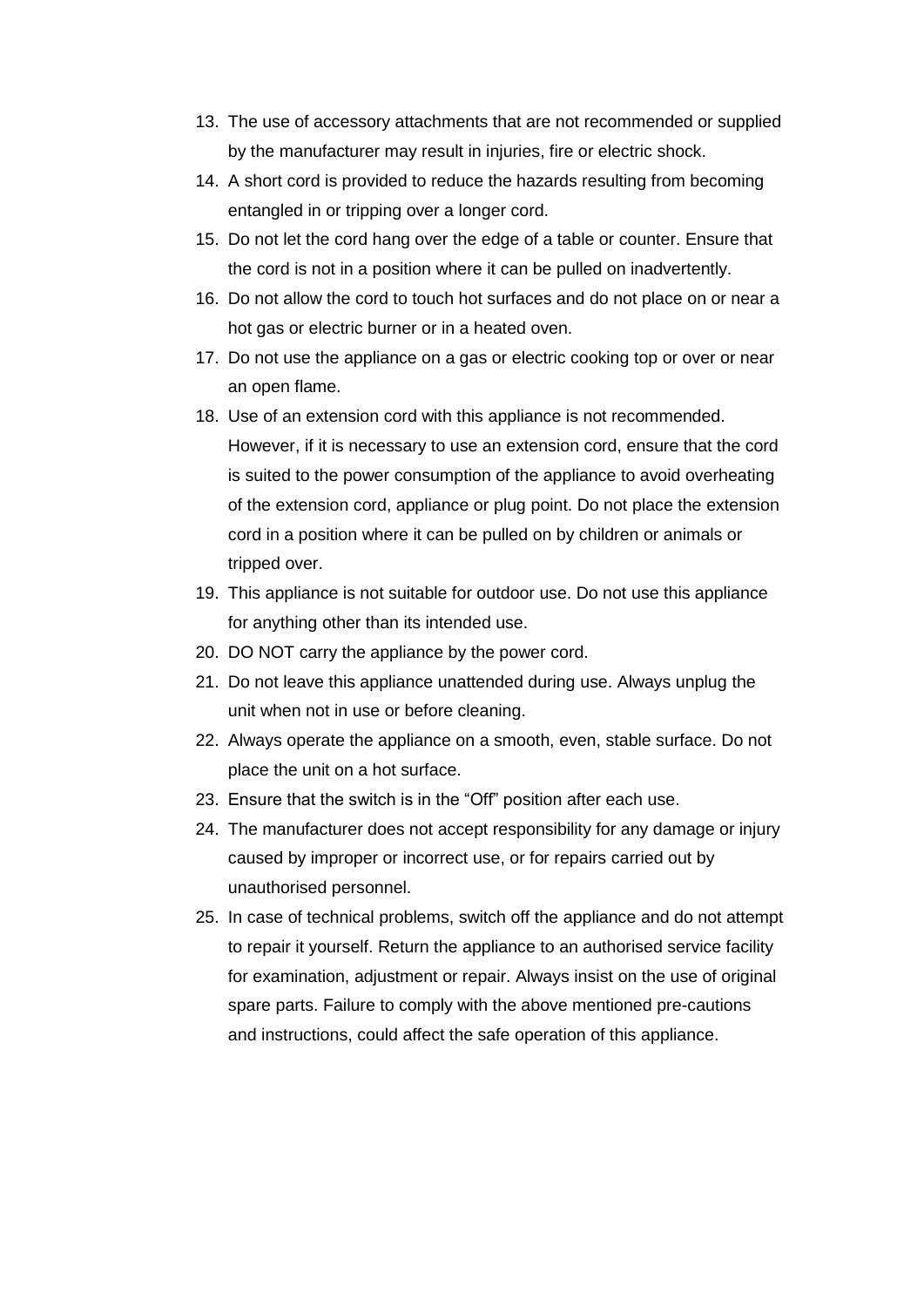13. The use of accessory attachments that are not recommended or supplied by the manufacturer may result in injuries, fire or electric shock.
14. A short cord is provided to reduce the hazards resulting from becoming entangled in or tripping over a longer cord.
15. Do not let the cord hang over the edge of a table or counter. Ensure that the cord is not in a position where it can be pulled on inadvertently.
16. Do not allow the cord to touch hot surfaces and do not place on or near a hot gas or electric burner or in a heated oven.
17. Do not use the appliance on a gas or electric cooking top or over or near an open flame.
18. Use of an extension cord with this appliance is not recommended. However, if it is necessary to use an extension cord, ensure that the cord is suited to the power consumption of the appliance to avoid overheating of the extension cord, appliance or plug point. Do not place the extension cord in a position where it can be pulled on by children or animals or tripped over.
19. This appliance is not suitable for outdoor use. Do not use this appliance for anything other than its intended use.
20. DO NOT carry the appliance by the power cord.
21. Do not leave this appliance unattended during use. Always unplug the unit when not in use or before cleaning.
22. Always operate the appliance on a smooth, even, stable surface. Do not place the unit on a hot surface.
23. Ensure that the switch is in the "Off" position after each use.
24. The manufacturer does not accept responsibility for any damage or injury caused by improper or incorrect use, or for repairs carried out by unauthorised personnel.
25. In case of technical problems, switch off the appliance and do not attempt to repair it yourself. Return the appliance to an authorised service facility for examination, adjustment or repair. Always insist on the use of original spare parts. Failure to comply with the above mentioned pre-cautions and instructions, could affect the safe operation of this appliance.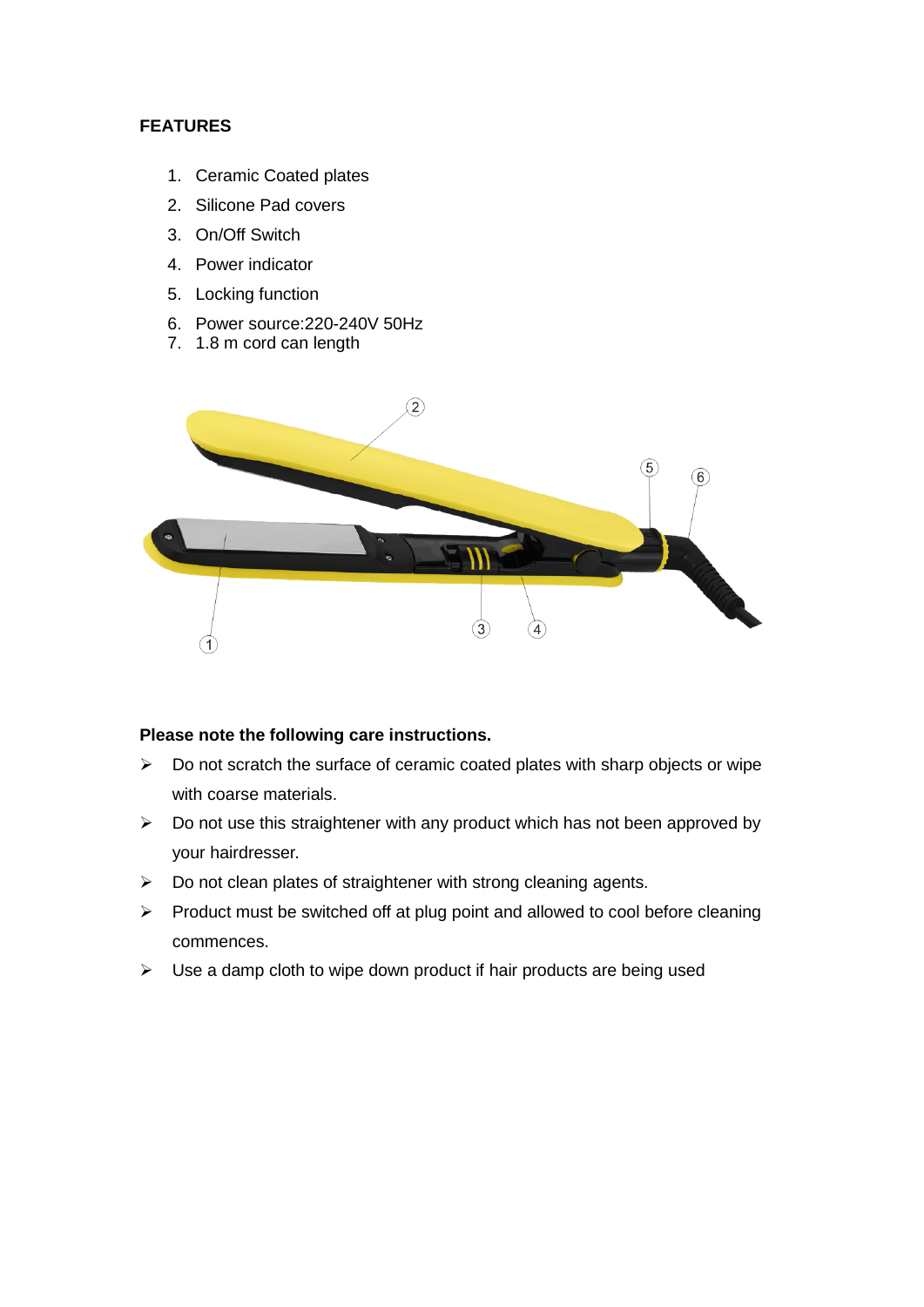**FEATURES**

1. Ceramic Coated plates
2. Silicone Pad covers
3. On/Off Switch
4. Power indicator
5. Locking function
6. Power source:220-240V 50Hz
7. 1.8 m cord can length

**Please note the following care instructions.**

- Do not scratch the surface of ceramic coated plates with sharp objects or wipe with coarse materials.
- Do not use this straightener with any product which has not been approved by your hairdresser.
- Do not clean plates of straightener with strong cleaning agents.
- Product must be switched off at plug point and allowed to cool before cleaning commences.
- Use a damp cloth to wipe down product if hair products are being used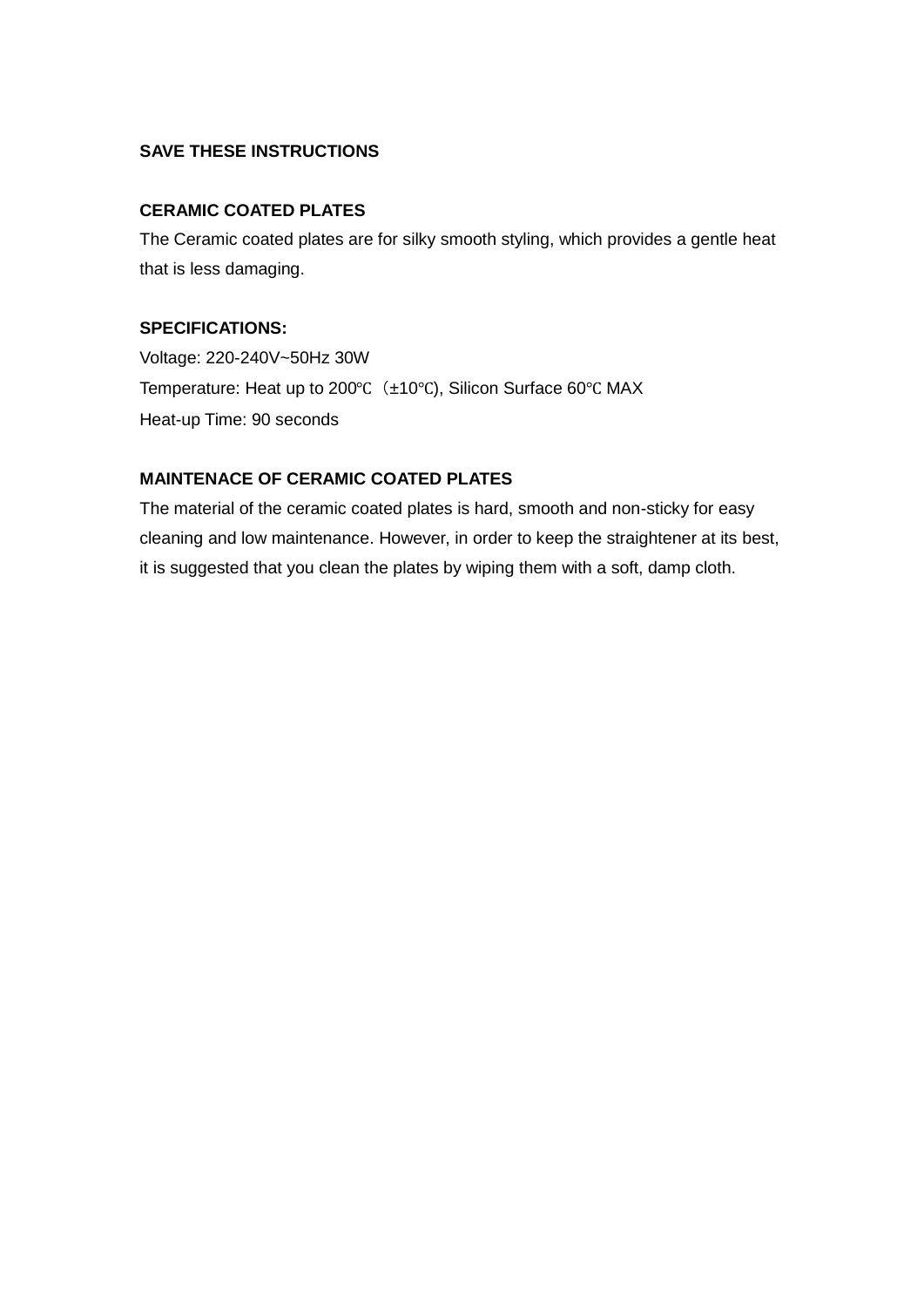**SAVE THESE INSTRUCTIONS**

**CERAMIC COATED PLATES**

The Ceramic coated plates are for silky smooth styling, which provides a gentle heat that is less damaging.

**SPECIFICATIONS:**

Voltage: 220-240V~50Hz 30W

Temperature: Heat up to 200℃（±10℃), Silicon Surface 60℃ MAX

Heat-up Time: 90 seconds

**MAINTENACE OF CERAMIC COATED PLATES**

The material of the ceramic coated plates is hard, smooth and non-sticky for easy cleaning and low maintenance. However, in order to keep the straightener at its best, it is suggested that you clean the plates by wiping them with a soft, damp cloth.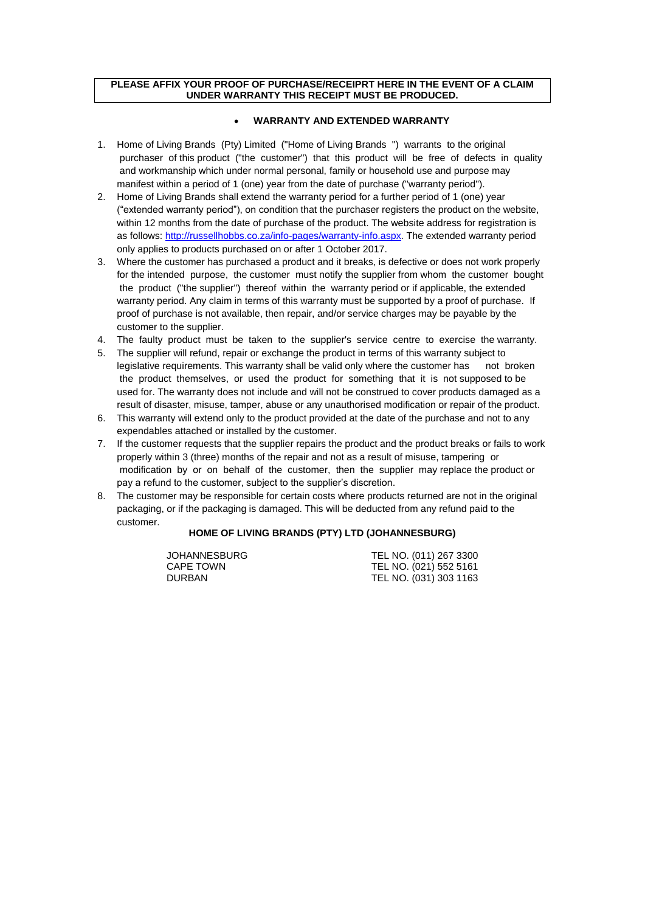**PLEASE AFFIX YOUR PROOF OF PURCHASE/RECEIPRT HERE IN THE EVENT OF A CLAIM UNDER WARRANTY THIS RECEIPT MUST BE PRODUCED.**

- **WARRANTY AND EXTENDED WARRANTY**

1. Home of Living Brands (Pty) Limited ("Home of Living Brands ") warrants to the original purchaser of this product ("the customer") that this product will be free of defects in quality and workmanship which under normal personal, family or household use and purpose may manifest within a period of 1 (one) year from the date of purchase ("warranty period").
2. Home of Living Brands shall extend the warranty period for a further period of 1 (one) year ("extended warranty period"), on condition that the purchaser registers the product on the website, within 12 months from the date of purchase of the product. The website address for registration is as follows: http://russellhobbs.co.za/info-pages/warranty-info.aspx. The extended warranty period only applies to products purchased on or after 1 October 2017.
3. Where the customer has purchased a product and it breaks, is defective or does not work properly for the intended purpose, the customer must notify the supplier from whom the customer bought the product ("the supplier") thereof within the warranty period or if applicable, the extended warranty period. Any claim in terms of this warranty must be supported by a proof of purchase. If proof of purchase is not available, then repair, and/or service charges may be payable by the customer to the supplier.
4. The faulty product must be taken to the supplier's service centre to exercise the warranty.
5. The supplier will refund, repair or exchange the product in terms of this warranty subject to legislative requirements. This warranty shall be valid only where the customer has not broken the product themselves, or used the product for something that it is not supposed to be used for. The warranty does not include and will not be construed to cover products damaged as a result of disaster, misuse, tamper, abuse or any unauthorised modification or repair of the product.
6. This warranty will extend only to the product provided at the date of the purchase and not to any expendables attached or installed by the customer.
7. If the customer requests that the supplier repairs the product and the product breaks or fails to work properly within 3 (three) months of the repair and not as a result of misuse, tampering or modification by or on behalf of the customer, then the supplier may replace the product or pay a refund to the customer, subject to the supplier's discretion.
8. The customer may be responsible for certain costs where products returned are not in the original packaging, or if the packaging is damaged. This will be deducted from any refund paid to the customer.

**HOME OF LIVING BRANDS (PTY) LTD (JOHANNESBURG)**

| | |
|---|---|
| JOHANNESBURG | TEL NO. (011) 267 3300 |
| CAPE TOWN | TEL NO. (021) 552 5161 |
| DURBAN | TEL NO. (031) 303 1163 |